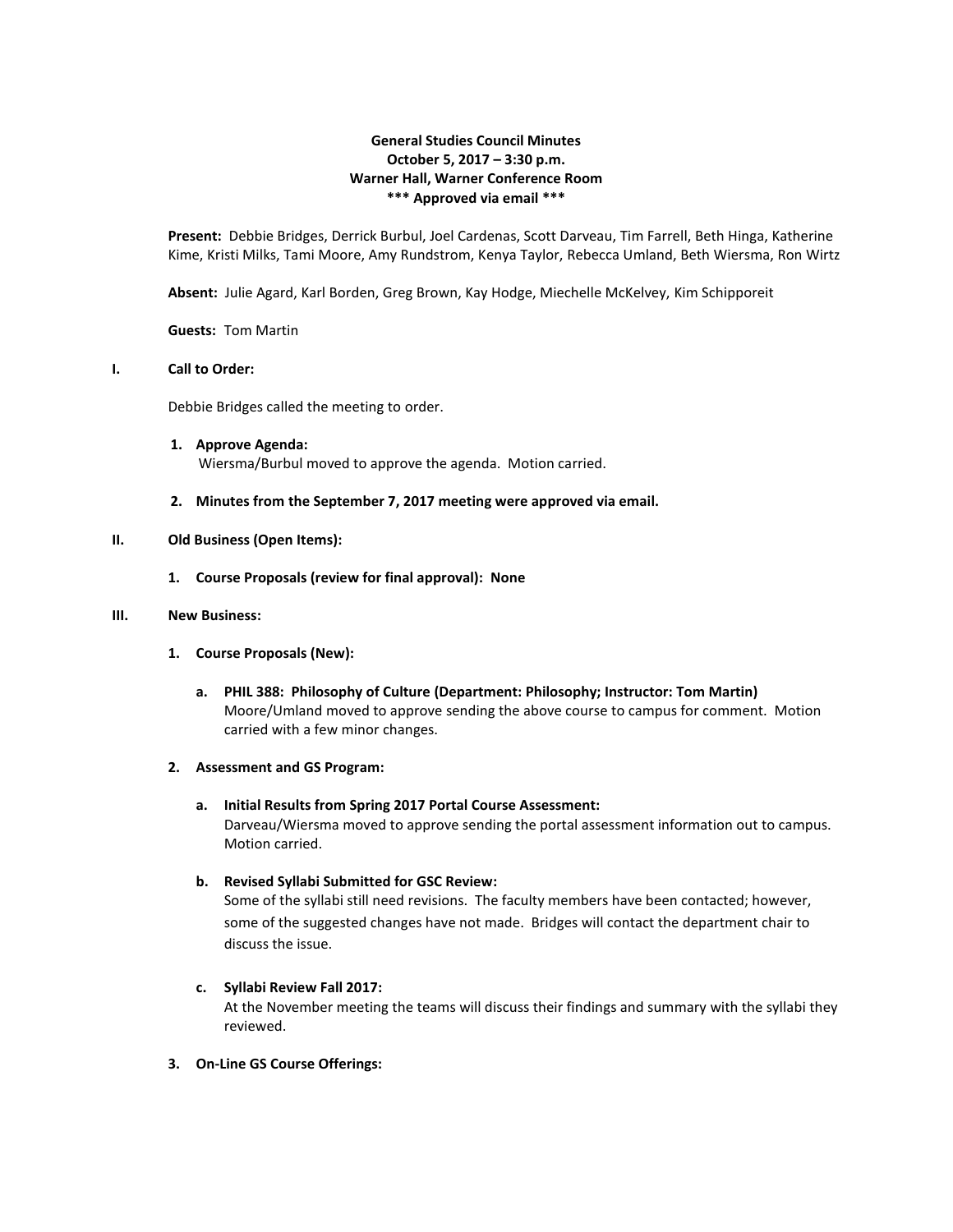**General Studies Council Minutes**
**October 5, 2017 – 3:30 p.m.**
**Warner Hall, Warner Conference Room**
**\*\*\* Approved via email \*\*\***

**Present:** Debbie Bridges, Derrick Burbul, Joel Cardenas, Scott Darveau, Tim Farrell, Beth Hinga, Katherine Kime, Kristi Milks, Tami Moore, Amy Rundstrom, Kenya Taylor, Rebecca Umland, Beth Wiersma, Ron Wirtz

**Absent:** Julie Agard, Karl Borden, Greg Brown, Kay Hodge, Miechelle McKelvey, Kim Schipporeit

**Guests:** Tom Martin

## I. Call to Order:

Debbie Bridges called the meeting to order.

1. **Approve Agenda:**
   Wiersma/Burbul moved to approve the agenda. Motion carried.

2. **Minutes from the September 7, 2017 meeting were approved via email.**

## II. Old Business (Open Items):

1. **Course Proposals (review for final approval): None**

## III. New Business:

1. **Course Proposals (New):**

   a. **PHIL 388: Philosophy of Culture (Department: Philosophy; Instructor: Tom Martin)**
   Moore/Umland moved to approve sending the above course to campus for comment. Motion carried with a few minor changes.

2. **Assessment and GS Program:**

   a. **Initial Results from Spring 2017 Portal Course Assessment:**
   Darveau/Wiersma moved to approve sending the portal assessment information out to campus. Motion carried.

   b. **Revised Syllabi Submitted for GSC Review:**
   Some of the syllabi still need revisions. The faculty members have been contacted; however, some of the suggested changes have not made. Bridges will contact the department chair to discuss the issue.

   c. **Syllabi Review Fall 2017:**
   At the November meeting the teams will discuss their findings and summary with the syllabi they reviewed.

3. **On-Line GS Course Offerings:**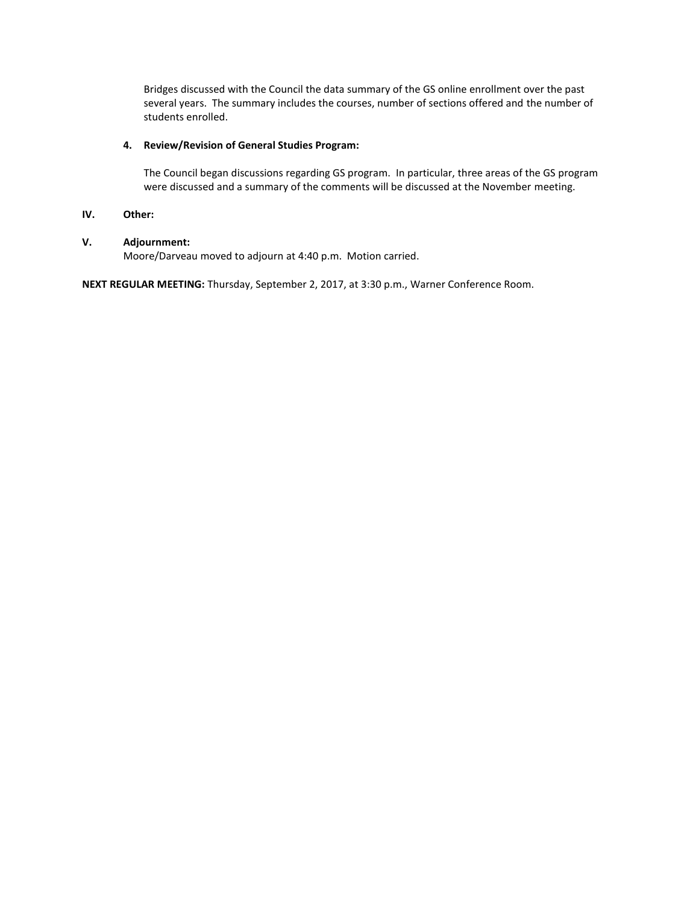Bridges discussed with the Council the data summary of the GS online enrollment over the past several years. The summary includes the courses, number of sections offered and the number of students enrolled.

**4. Review/Revision of General Studies Program:**

The Council began discussions regarding GS program. In particular, three areas of the GS program were discussed and a summary of the comments will be discussed at the November meeting.

**IV. Other:**

**V. Adjournment:**

Moore/Darveau moved to adjourn at 4:40 p.m. Motion carried.

**NEXT REGULAR MEETING:** Thursday, September 2, 2017, at 3:30 p.m., Warner Conference Room.